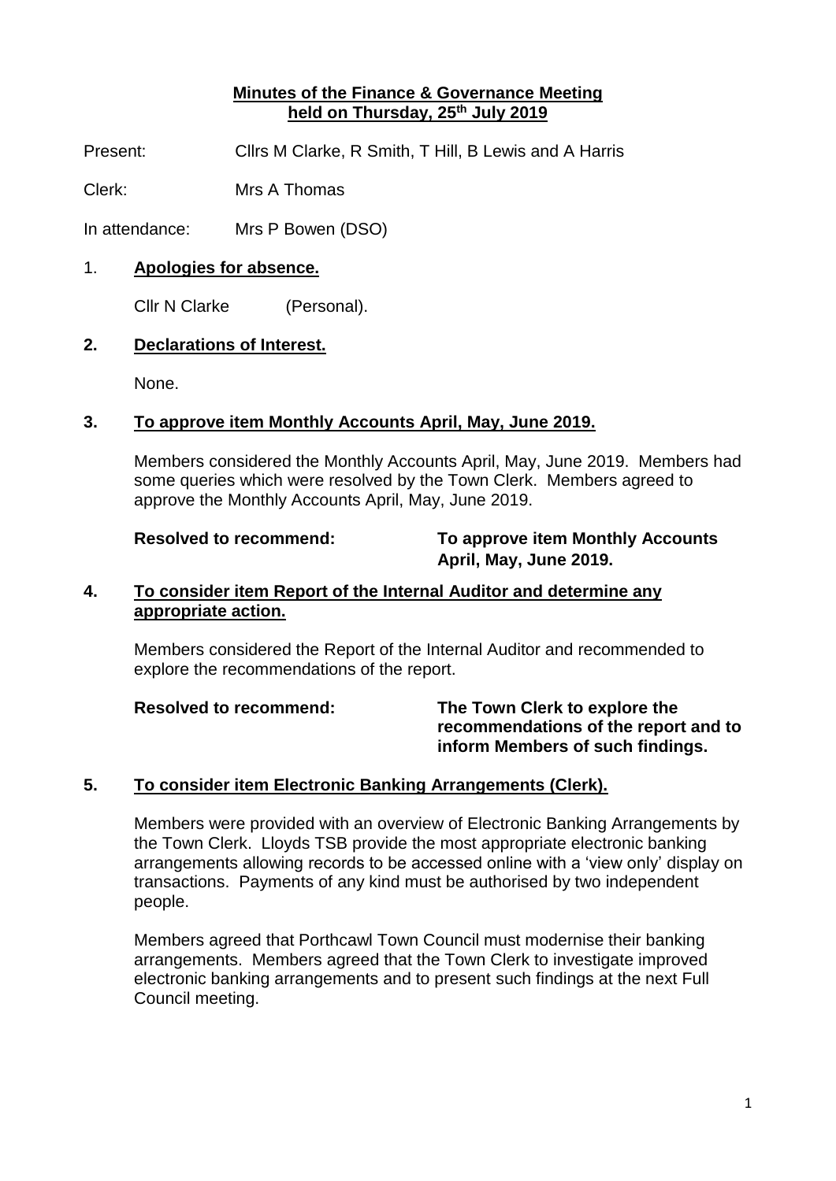# Minutes of the Finance & Governance Meeting held on Thursday, 25th July 2019

Present: Cllrs M Clarke, R Smith, T Hill, B Lewis and A Harris

Clerk: Mrs A Thomas

In attendance: Mrs P Bowen (DSO)

## 1. Apologies for absence.

Cllr N Clarke (Personal).

## 2. Declarations of Interest.

None.

## 3. To approve item Monthly Accounts April, May, June 2019.

Members considered the Monthly Accounts April, May, June 2019. Members had some queries which were resolved by the Town Clerk. Members agreed to approve the Monthly Accounts April, May, June 2019.

**Resolved to recommend:** **To approve item Monthly Accounts April, May, June 2019.**

## 4. To consider item Report of the Internal Auditor and determine any appropriate action.

Members considered the Report of the Internal Auditor and recommended to explore the recommendations of the report.

**Resolved to recommend:** **The Town Clerk to explore the recommendations of the report and to inform Members of such findings.**

## 5. To consider item Electronic Banking Arrangements (Clerk).

Members were provided with an overview of Electronic Banking Arrangements by the Town Clerk. Lloyds TSB provide the most appropriate electronic banking arrangements allowing records to be accessed online with a 'view only' display on transactions. Payments of any kind must be authorised by two independent people.

Members agreed that Porthcawl Town Council must modernise their banking arrangements. Members agreed that the Town Clerk to investigate improved electronic banking arrangements and to present such findings at the next Full Council meeting.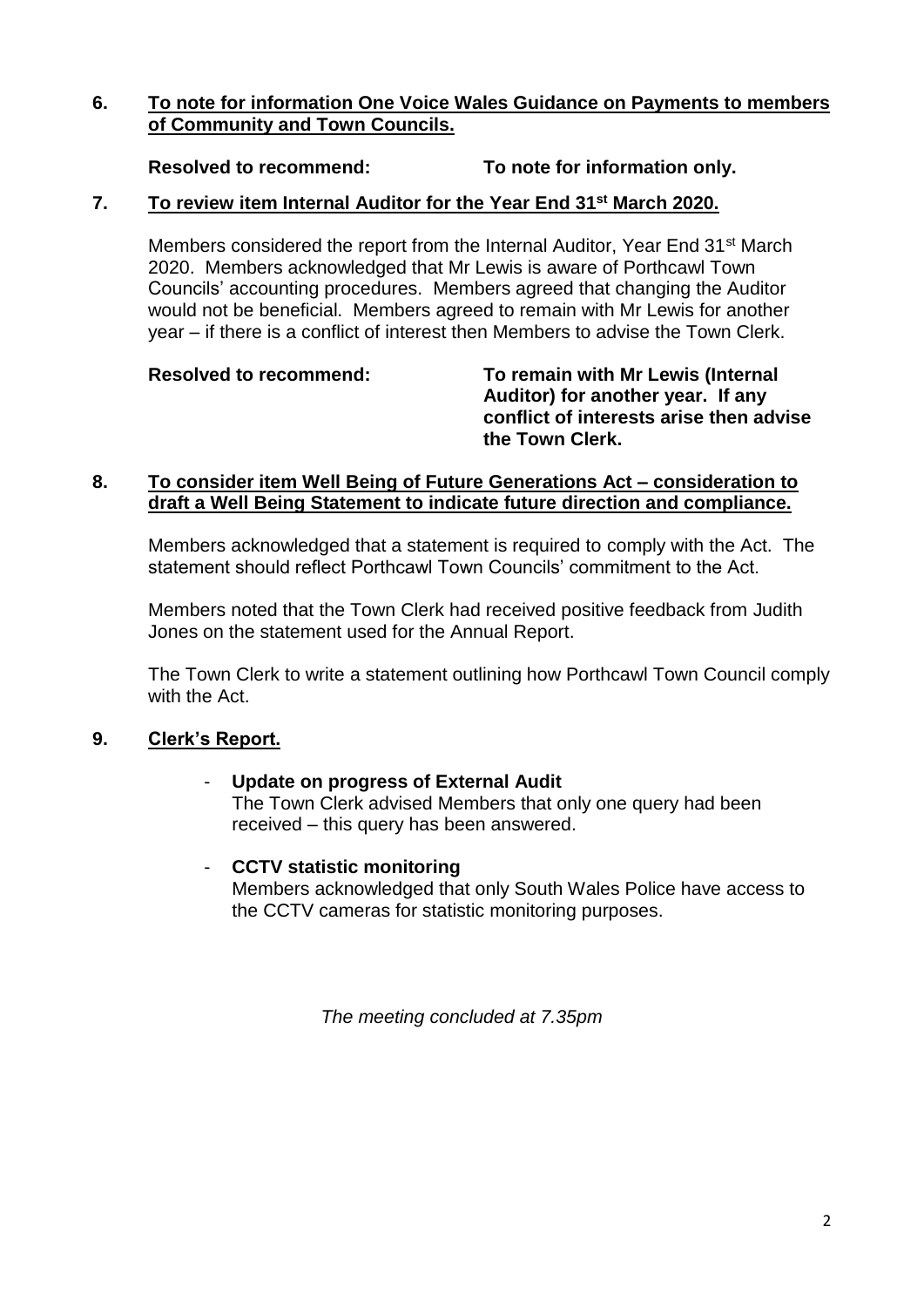**6. To note for information One Voice Wales Guidance on Payments to members of Community and Town Councils.**

**Resolved to recommend: To note for information only.**

**7. To review item Internal Auditor for the Year End 31st March 2020.**

Members considered the report from the Internal Auditor, Year End 31st March 2020. Members acknowledged that Mr Lewis is aware of Porthcawl Town Councils' accounting procedures. Members agreed that changing the Auditor would not be beneficial. Members agreed to remain with Mr Lewis for another year – if there is a conflict of interest then Members to advise the Town Clerk.

**Resolved to recommend: To remain with Mr Lewis (Internal Auditor) for another year. If any conflict of interests arise then advise the Town Clerk.**

**8. To consider item Well Being of Future Generations Act – consideration to draft a Well Being Statement to indicate future direction and compliance.**

Members acknowledged that a statement is required to comply with the Act. The statement should reflect Porthcawl Town Councils' commitment to the Act.

Members noted that the Town Clerk had received positive feedback from Judith Jones on the statement used for the Annual Report.

The Town Clerk to write a statement outlining how Porthcawl Town Council comply with the Act.

**9. Clerk's Report.**

- **Update on progress of External Audit**
  The Town Clerk advised Members that only one query had been received – this query has been answered.

- **CCTV statistic monitoring**
  Members acknowledged that only South Wales Police have access to the CCTV cameras for statistic monitoring purposes.

*The meeting concluded at 7.35pm*